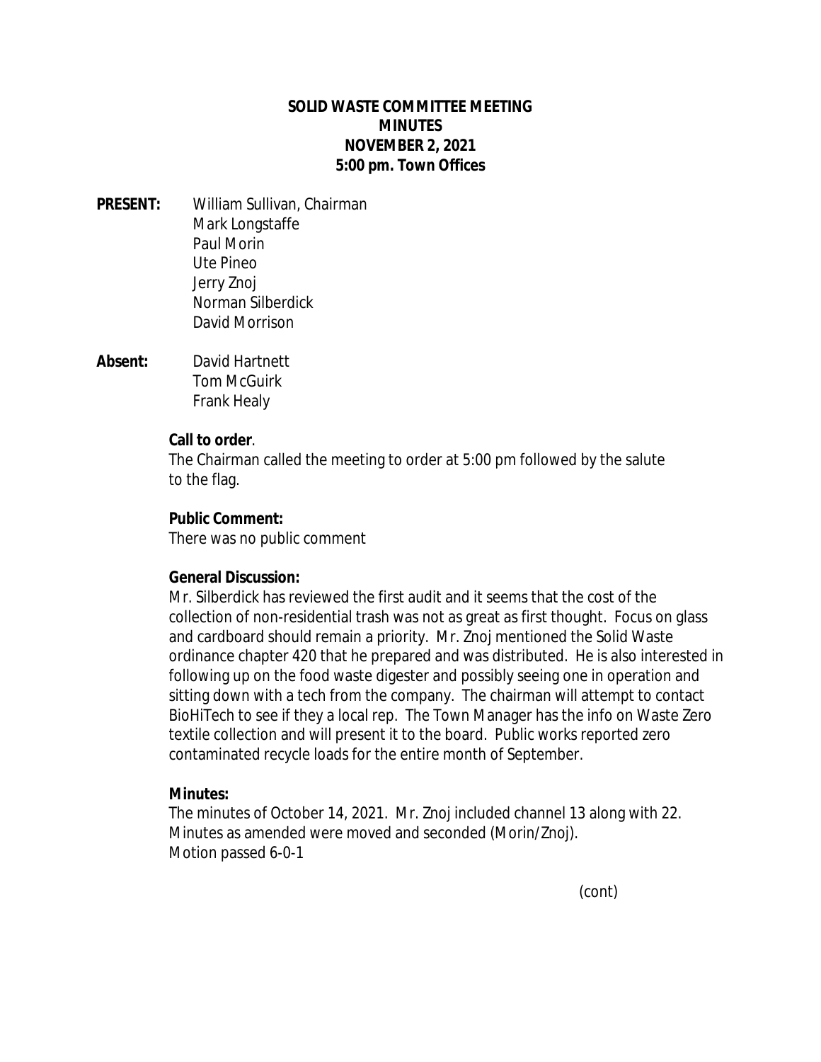**SOLID WASTE COMMITTEE MEETING**
**MINUTES**
**NOVEMBER 2, 2021**
**5:00 pm. Town Offices**

**PRESENT:** William Sullivan, Chairman
Mark Longstaffe
Paul Morin
Ute Pineo
Jerry Znoj
Norman Silberdick
David Morrison

**Absent:** David Hartnett
Tom McGuirk
Frank Healy

**Call to order**.
The Chairman called the meeting to order at 5:00 pm followed by the salute to the flag.

**Public Comment:**
There was no public comment

**General Discussion:**
Mr. Silberdick has reviewed the first audit and it seems that the cost of the collection of non-residential trash was not as great as first thought. Focus on glass and cardboard should remain a priority. Mr. Znoj mentioned the Solid Waste ordinance chapter 420 that he prepared and was distributed. He is also interested in following up on the food waste digester and possibly seeing one in operation and sitting down with a tech from the company. The chairman will attempt to contact BioHiTech to see if they a local rep. The Town Manager has the info on Waste Zero textile collection and will present it to the board. Public works reported zero contaminated recycle loads for the entire month of September.

**Minutes:**
The minutes of October 14, 2021. Mr. Znoj included channel 13 along with 22. Minutes as amended were moved and seconded (Morin/Znoj).
Motion passed 6-0-1

(cont)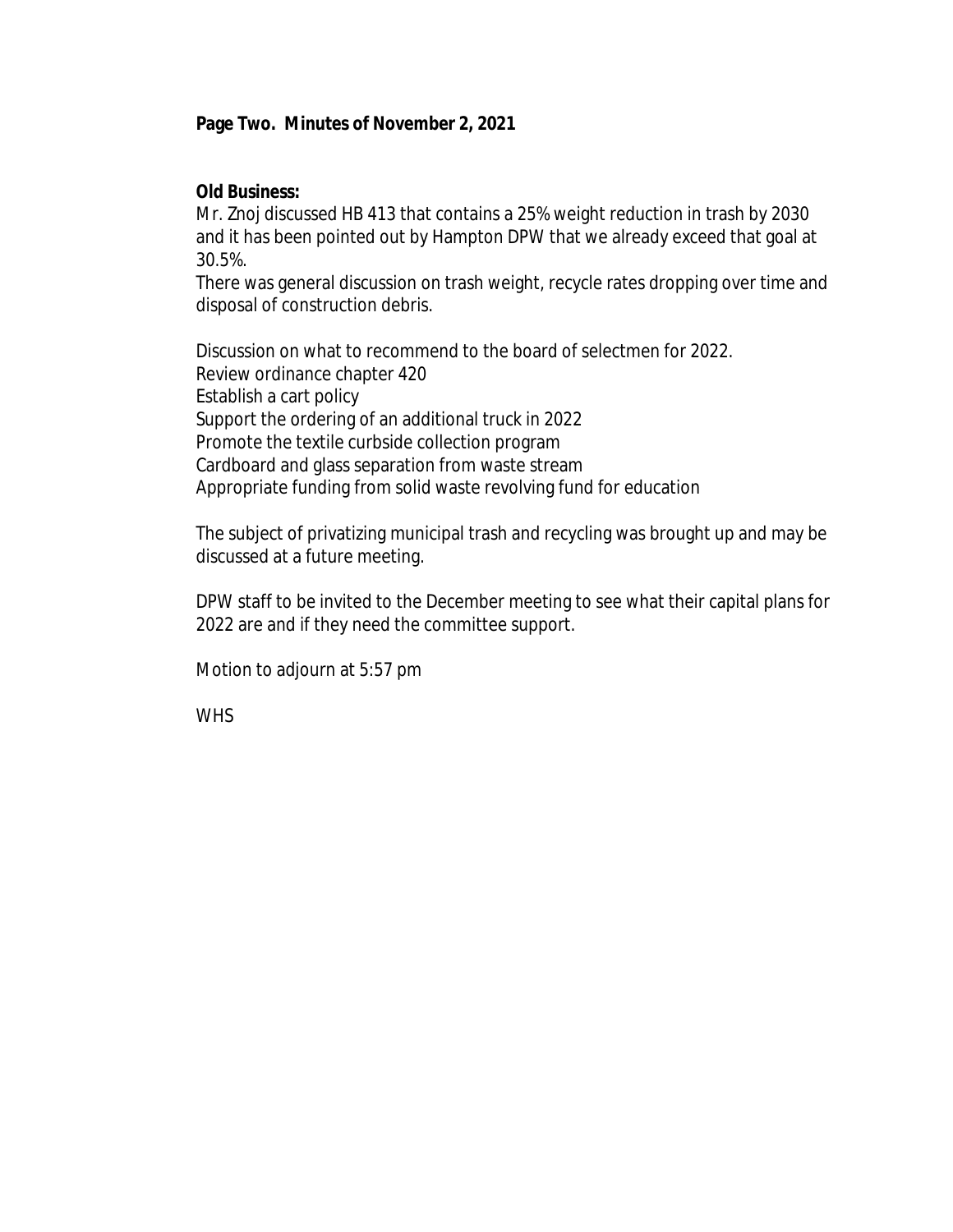**Page Two. Minutes of November 2, 2021**

**Old Business:**

Mr. Znoj discussed HB 413 that contains a 25% weight reduction in trash by 2030 and it has been pointed out by Hampton DPW that we already exceed that goal at 30.5%.

There was general discussion on trash weight, recycle rates dropping over time and disposal of construction debris.

Discussion on what to recommend to the board of selectmen for 2022.

Review ordinance chapter 420

Establish a cart policy

Support the ordering of an additional truck in 2022

Promote the textile curbside collection program

Cardboard and glass separation from waste stream

Appropriate funding from solid waste revolving fund for education

The subject of privatizing municipal trash and recycling was brought up and may be discussed at a future meeting.

DPW staff to be invited to the December meeting to see what their capital plans for 2022 are and if they need the committee support.

Motion to adjourn at 5:57 pm

WHS